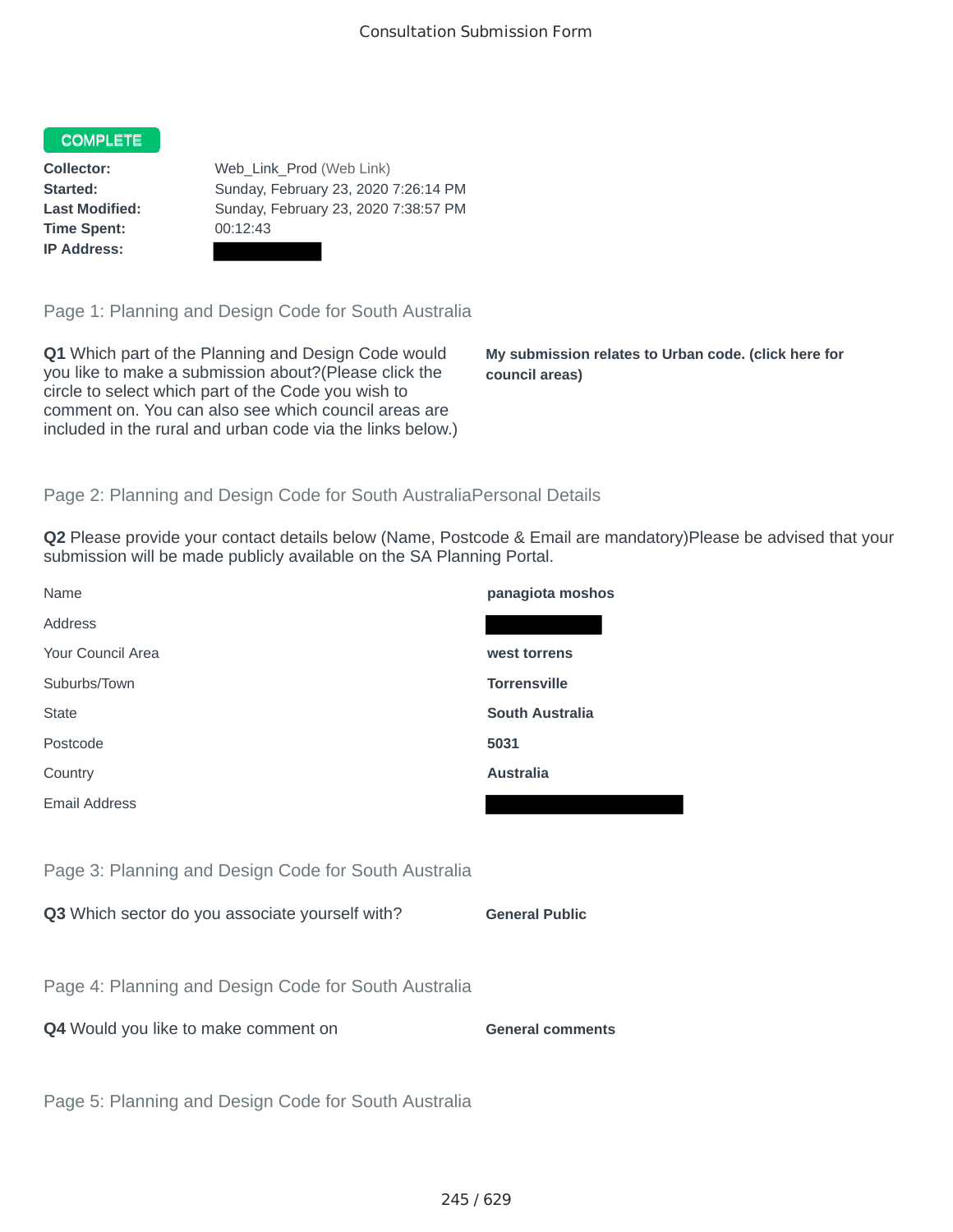# Consultation Submission Form

**COMPLETE**

**Collector:** Web_Link_Prod (Web Link)
**Started:** Sunday, February 23, 2020 7:26:14 PM
**Last Modified:** Sunday, February 23, 2020 7:38:57 PM
**Time Spent:** 00:12:43
**IP Address:** 

## Page 1: Planning and Design Code for South Australia

**Q1** Which part of the Planning and Design Code would you like to make a submission about?(Please click the circle to select which part of the Code you wish to comment on. You can also see which council areas are included in the rural and urban code via the links below.)

**My submission relates to Urban code. (click here for council areas)**

## Page 2: Planning and Design Code for South AustraliaPersonal Details

**Q2** Please provide your contact details below (Name, Postcode & Email are mandatory)Please be advised that your submission will be made publicly available on the SA Planning Portal.

| | |
|---|---|
| Name | **panagiota moshos** |
| Address | |
| Your Council Area | **west torrens** |
| Suburbs/Town | **Torrensville** |
| State | **South Australia** |
| Postcode | **5031** |
| Country | **Australia** |
| Email Address | |

## Page 3: Planning and Design Code for South Australia

**Q3** Which sector do you associate yourself with? **General Public**

## Page 4: Planning and Design Code for South Australia

**Q4** Would you like to make comment on **General comments**

## Page 5: Planning and Design Code for South Australia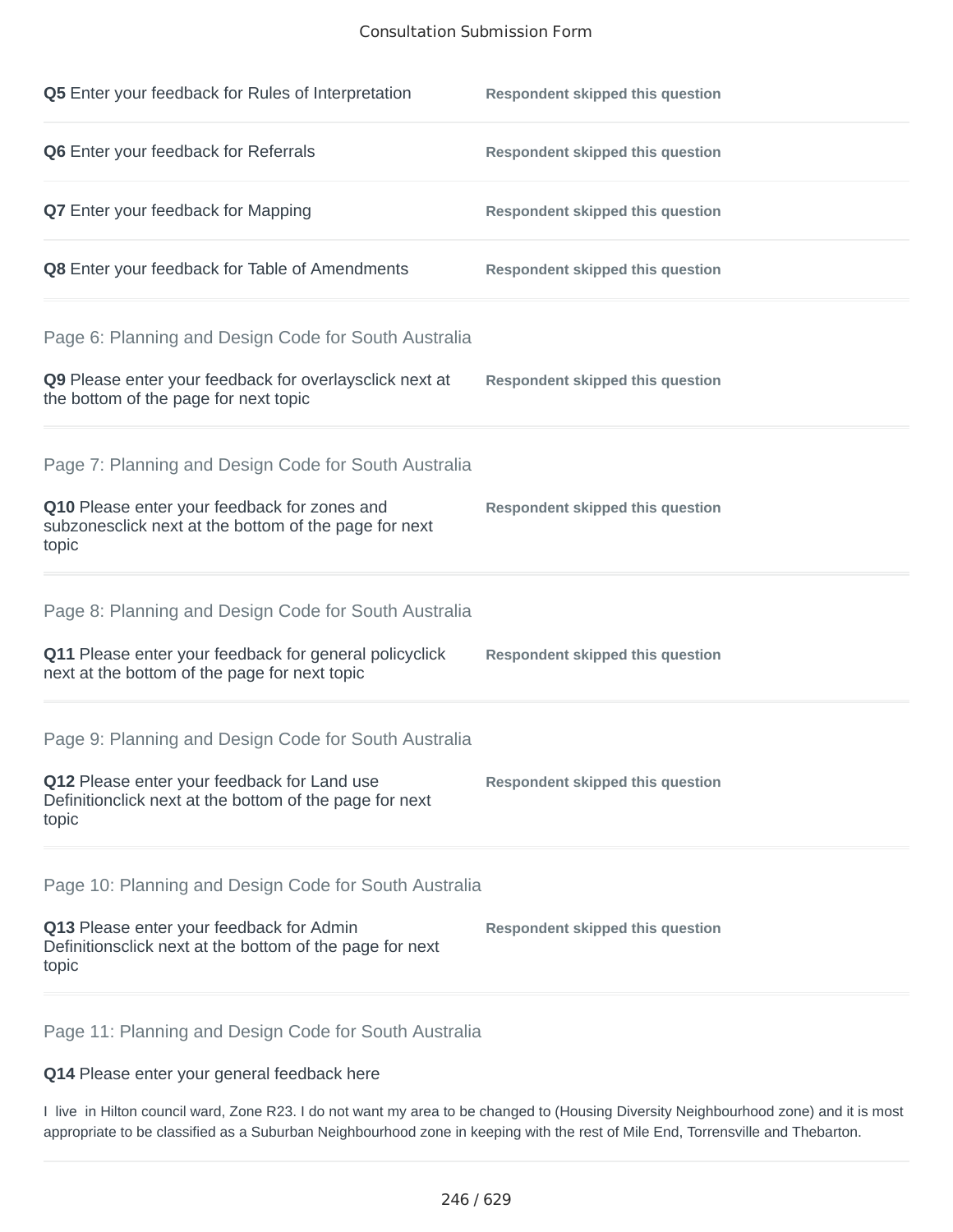**Q5** Enter your feedback for Rules of Interpretation — **Respondent skipped this question**

**Q6** Enter your feedback for Referrals — **Respondent skipped this question**

**Q7** Enter your feedback for Mapping — **Respondent skipped this question**

**Q8** Enter your feedback for Table of Amendments — **Respondent skipped this question**

## Page 6: Planning and Design Code for South Australia

**Q9** Please enter your feedback for overlaysclick next at the bottom of the page for next topic — **Respondent skipped this question**

## Page 7: Planning and Design Code for South Australia

**Q10** Please enter your feedback for zones and subzonesclick next at the bottom of the page for next topic — **Respondent skipped this question**

## Page 8: Planning and Design Code for South Australia

**Q11** Please enter your feedback for general policyclick next at the bottom of the page for next topic — **Respondent skipped this question**

## Page 9: Planning and Design Code for South Australia

**Q12** Please enter your feedback for Land use Definitionclick next at the bottom of the page for next topic — **Respondent skipped this question**

## Page 10: Planning and Design Code for South Australia

**Q13** Please enter your feedback for Admin Definitionsclick next at the bottom of the page for next topic — **Respondent skipped this question**

## Page 11: Planning and Design Code for South Australia

**Q14** Please enter your general feedback here

I live in Hilton council ward, Zone R23. I do not want my area to be changed to (Housing Diversity Neighbourhood zone) and it is most appropriate to be classified as a Suburban Neighbourhood zone in keeping with the rest of Mile End, Torrensville and Thebarton.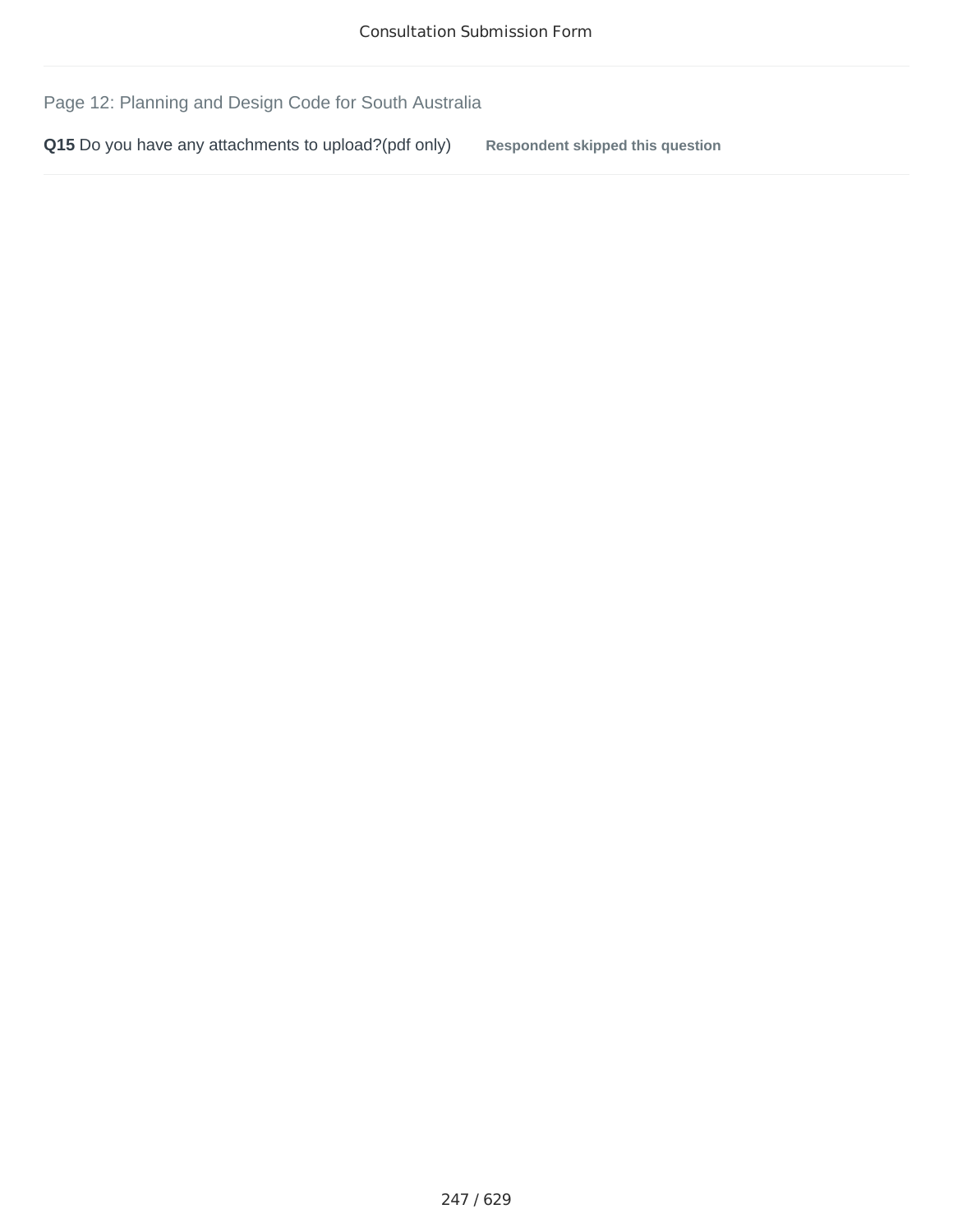Page 12: Planning and Design Code for South Australia

**Q15** Do you have any attachments to upload?(pdf only) **Respondent skipped this question**